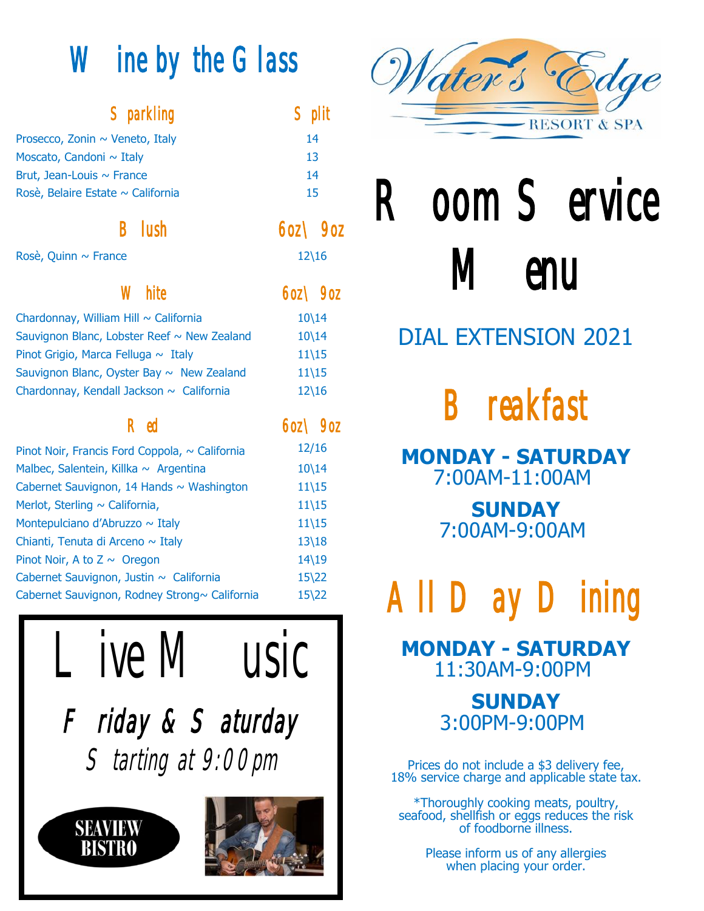# Wine by the Glass

| Sparkling | Split |
|---|---|
| Prosecco, Zonin ~ Veneto, Italy | 14 |
| Moscato, Candoni ~ Italy | 13 |
| Brut, Jean-Louis ~ France | 14 |
| Rosè, Belaire Estate ~ California | 15 |

| Blush | 6oz\ 9oz |
|---|---|
| Rosè, Quinn ~ France | 12\16 |

| White | 6oz\ 9oz |
|---|---|
| Chardonnay, William Hill ~ California | 10\14 |
| Sauvignon Blanc, Lobster Reef ~ New Zealand | 10\14 |
| Pinot Grigio, Marca Felluga ~ Italy | 11\15 |
| Sauvignon Blanc, Oyster Bay ~ New Zealand | 11\15 |
| Chardonnay, Kendall Jackson ~ California | 12\16 |

| Red | 6oz\ 9oz |
|---|---|
| Pinot Noir, Francis Ford Coppola, ~ California | 12/16 |
| Malbec, Salentein, Killka ~ Argentina | 10\14 |
| Cabernet Sauvignon, 14 Hands ~ Washington | 11\15 |
| Merlot, Sterling ~ California, | 11\15 |
| Montepulciano d'Abruzzo ~ Italy | 11\15 |
| Chianti, Tenuta di Arceno ~ Italy | 13\18 |
| Pinot Noir, A to Z ~ Oregon | 14\19 |
| Cabernet Sauvignon, Justin ~ California | 15\22 |
| Cabernet Sauvignon, Rodney Strong~ California | 15\22 |

## Live Music

*Friday & Saturday*

*Starting at 9:00pm*

SEAVIEW BISTRO

Water's Edge RESORT & SPA

# Room Service Menu

DIAL EXTENSION 2021

## Breakfast

**MONDAY - SATURDAY**
7:00AM-11:00AM

**SUNDAY**
7:00AM-9:00AM

## All Day Dining

**MONDAY - SATURDAY**
11:30AM-9:00PM

**SUNDAY**
3:00PM-9:00PM

Prices do not include a $3 delivery fee, 18% service charge and applicable state tax.

*Thoroughly cooking meats, poultry, seafood, shellfish or eggs reduces the risk of foodborne illness.

Please inform us of any allergies when placing your order.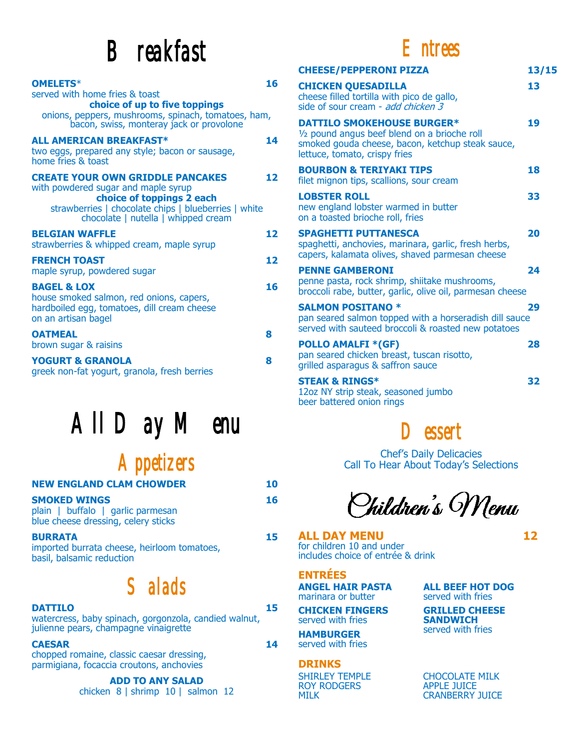# Breakfast

**OMELETS*** **16**
served with home fries & toast
**choice of up to five toppings**
onions, peppers, mushrooms, spinach, tomatoes, ham, bacon, swiss, monteray jack or provolone

**ALL AMERICAN BREAKFAST*** **14**
two eggs, prepared any style; bacon or sausage, home fries & toast

**CREATE YOUR OWN GRIDDLE PANCAKES** **12**
with powdered sugar and maple syrup
**choice of toppings 2 each**
strawberries | chocolate chips | blueberries | white chocolate | nutella | whipped cream

**BELGIAN WAFFLE** **12**
strawberries & whipped cream, maple syrup

**FRENCH TOAST** **12**
maple syrup, powdered sugar

**BAGEL & LOX** **16**
house smoked salmon, red onions, capers, hardboiled egg, tomatoes, dill cream cheese on an artisan bagel

**OATMEAL** **8**
brown sugar & raisins

**YOGURT & GRANOLA** **8**
greek non-fat yogurt, granola, fresh berries

# All Day Menu

## Appetizers

**NEW ENGLAND CLAM CHOWDER** **10**

**SMOKED WINGS** **16**
plain | buffalo | garlic parmesan
blue cheese dressing, celery sticks

**BURRATA** **15**
imported burrata cheese, heirloom tomatoes, basil, balsamic reduction

## Salads

**DATTILO** **15**
watercress, baby spinach, gorgonzola, candied walnut, julienne pears, champagne vinaigrette

**CAESAR** **14**
chopped romaine, classic caesar dressing, parmigiana, focaccia croutons, anchovies

**ADD TO ANY SALAD**
chicken 8 | shrimp 10 | salmon 12

## Entrees

**CHEESE/PEPPERONI PIZZA** **13/15**

**CHICKEN QUESADILLA** **13**
cheese filled tortilla with pico de gallo, side of sour cream - *add chicken 3*

**DATTILO SMOKEHOUSE BURGER*** **19**
½ pound angus beef blend on a brioche roll smoked gouda cheese, bacon, ketchup steak sauce, lettuce, tomato, crispy fries

**BOURBON & TERIYAKI TIPS** **18**
filet mignon tips, scallions, sour cream

**LOBSTER ROLL** **33**
new england lobster warmed in butter on a toasted brioche roll, fries

**SPAGHETTI PUTTANESCA** **20**
spaghetti, anchovies, marinara, garlic, fresh herbs, capers, kalamata olives, shaved parmesan cheese

**PENNE GAMBERONI** **24**
penne pasta, rock shrimp, shiitake mushrooms, broccoli rabe, butter, garlic, olive oil, parmesan cheese

**SALMON POSITANO *** **29**
pan seared salmon topped with a horseradish dill sauce served with sauteed broccoli & roasted new potatoes

**POLLO AMALFI *(GF)** **28**
pan seared chicken breast, tuscan risotto, grilled asparagus & saffron sauce

**STEAK & RINGS*** **32**
12oz NY strip steak, seasoned jumbo beer battered onion rings

## Dessert

Chef's Daily Delicacies
Call To Hear About Today's Selections

# Children's Menu

**ALL DAY MENU** **12**
for children 10 and under
includes choice of entrée & drink

**ENTRÉES**

**ANGEL HAIR PASTA**
marinara or butter

**CHICKEN FINGERS**
served with fries

**HAMBURGER**
served with fries

**ALL BEEF HOT DOG**
served with fries

**GRILLED CHEESE SANDWICH**
served with fries

**DRINKS**

SHIRLEY TEMPLE
ROY RODGERS
MILK
CHOCOLATE MILK
APPLE JUICE
CRANBERRY JUICE